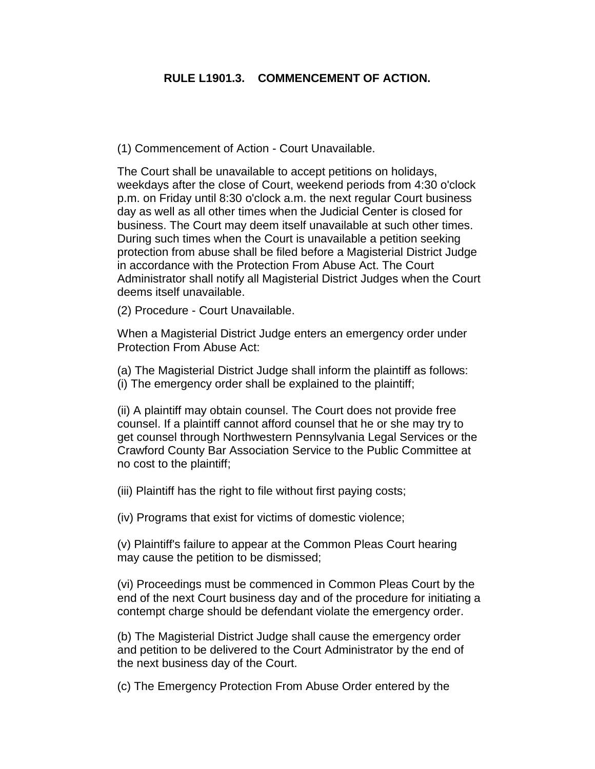# RULE L1901.3. COMMENCEMENT OF ACTION.

(1) Commencement of Action - Court Unavailable.

The Court shall be unavailable to accept petitions on holidays, weekdays after the close of Court, weekend periods from 4:30 o'clock p.m. on Friday until 8:30 o'clock a.m. the next regular Court business day as well as all other times when the Judicial Center is closed for business. The Court may deem itself unavailable at such other times. During such times when the Court is unavailable a petition seeking protection from abuse shall be filed before a Magisterial District Judge in accordance with the Protection From Abuse Act. The Court Administrator shall notify all Magisterial District Judges when the Court deems itself unavailable.

(2) Procedure - Court Unavailable.

When a Magisterial District Judge enters an emergency order under Protection From Abuse Act:

(a) The Magisterial District Judge shall inform the plaintiff as follows:
(i) The emergency order shall be explained to the plaintiff;

(ii) A plaintiff may obtain counsel. The Court does not provide free counsel. If a plaintiff cannot afford counsel that he or she may try to get counsel through Northwestern Pennsylvania Legal Services or the Crawford County Bar Association Service to the Public Committee at no cost to the plaintiff;

(iii) Plaintiff has the right to file without first paying costs;

(iv) Programs that exist for victims of domestic violence;

(v) Plaintiff's failure to appear at the Common Pleas Court hearing may cause the petition to be dismissed;

(vi) Proceedings must be commenced in Common Pleas Court by the end of the next Court business day and of the procedure for initiating a contempt charge should be defendant violate the emergency order.

(b) The Magisterial District Judge shall cause the emergency order and petition to be delivered to the Court Administrator by the end of the next business day of the Court.

(c) The Emergency Protection From Abuse Order entered by the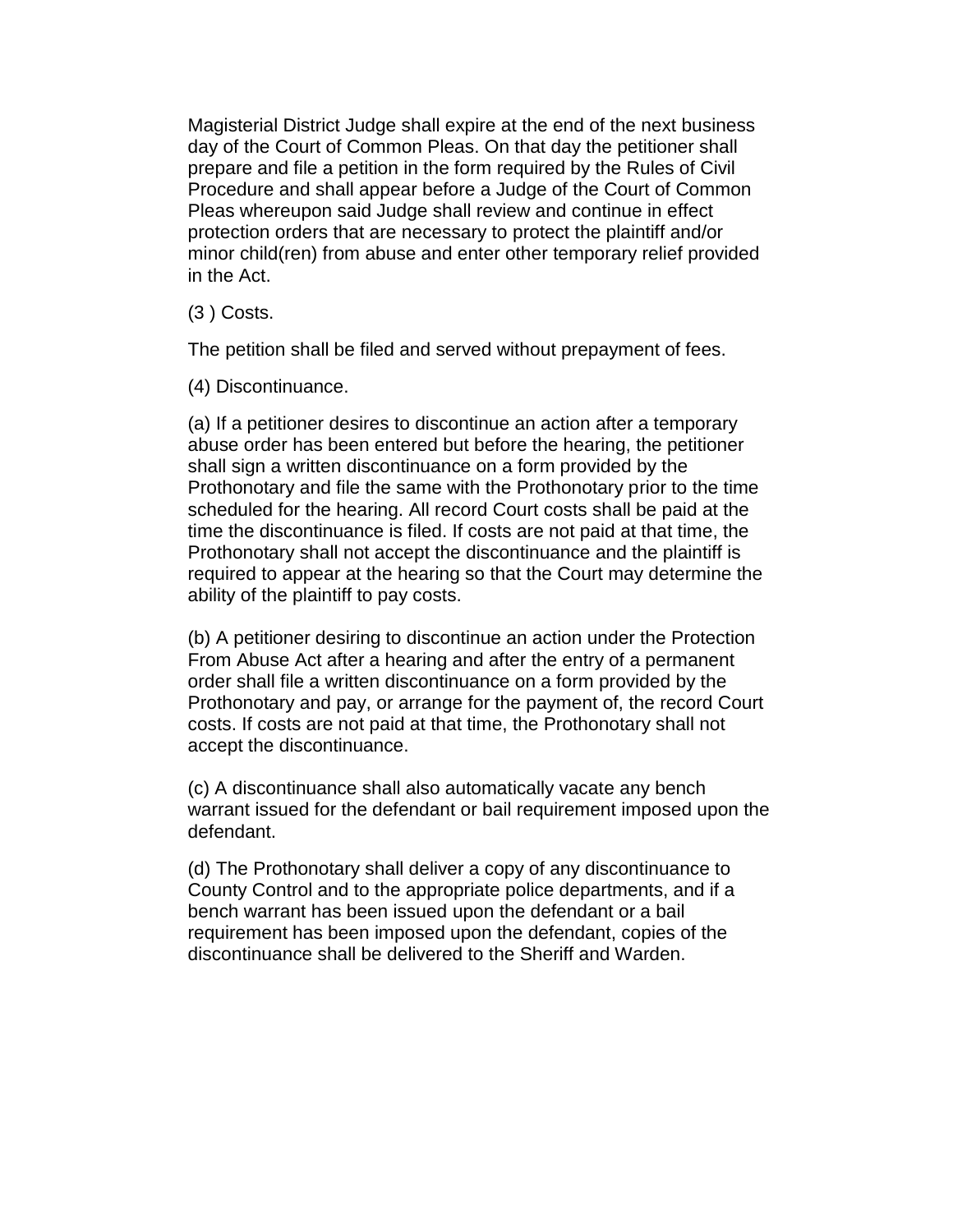Magisterial District Judge shall expire at the end of the next business day of the Court of Common Pleas. On that day the petitioner shall prepare and file a petition in the form required by the Rules of Civil Procedure and shall appear before a Judge of the Court of Common Pleas whereupon said Judge shall review and continue in effect protection orders that are necessary to protect the plaintiff and/or minor child(ren) from abuse and enter other temporary relief provided in the Act.

(3 ) Costs.

The petition shall be filed and served without prepayment of fees.

(4) Discontinuance.

(a) If a petitioner desires to discontinue an action after a temporary abuse order has been entered but before the hearing, the petitioner shall sign a written discontinuance on a form provided by the Prothonotary and file the same with the Prothonotary prior to the time scheduled for the hearing. All record Court costs shall be paid at the time the discontinuance is filed. If costs are not paid at that time, the Prothonotary shall not accept the discontinuance and the plaintiff is required to appear at the hearing so that the Court may determine the ability of the plaintiff to pay costs.

(b) A petitioner desiring to discontinue an action under the Protection From Abuse Act after a hearing and after the entry of a permanent order shall file a written discontinuance on a form provided by the Prothonotary and pay, or arrange for the payment of, the record Court costs. If costs are not paid at that time, the Prothonotary shall not accept the discontinuance.

(c) A discontinuance shall also automatically vacate any bench warrant issued for the defendant or bail requirement imposed upon the defendant.

(d) The Prothonotary shall deliver a copy of any discontinuance to County Control and to the appropriate police departments, and if a bench warrant has been issued upon the defendant or a bail requirement has been imposed upon the defendant, copies of the discontinuance shall be delivered to the Sheriff and Warden.